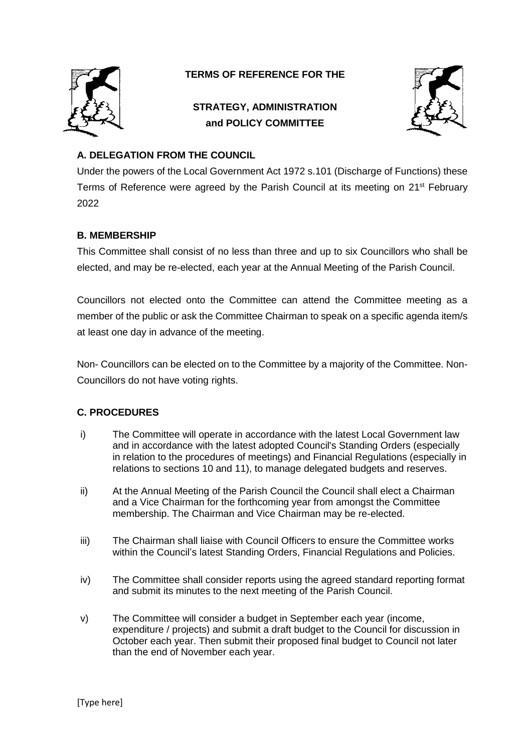**TERMS OF REFERENCE FOR THE**

# STRATEGY, ADMINISTRATION and POLICY COMMITTEE

## A. DELEGATION FROM THE COUNCIL

Under the powers of the Local Government Act 1972 s.101 (Discharge of Functions) these Terms of Reference were agreed by the Parish Council at its meeting on 21st February 2022

## B. MEMBERSHIP

This Committee shall consist of no less than three and up to six Councillors who shall be elected, and may be re-elected, each year at the Annual Meeting of the Parish Council.

Councillors not elected onto the Committee can attend the Committee meeting as a member of the public or ask the Committee Chairman to speak on a specific agenda item/s at least one day in advance of the meeting.

Non- Councillors can be elected on to the Committee by a majority of the Committee. Non-Councillors do not have voting rights.

## C. PROCEDURES

i) The Committee will operate in accordance with the latest Local Government law and in accordance with the latest adopted Council's Standing Orders (especially in relation to the procedures of meetings) and Financial Regulations (especially in relations to sections 10 and 11), to manage delegated budgets and reserves.

ii) At the Annual Meeting of the Parish Council the Council shall elect a Chairman and a Vice Chairman for the forthcoming year from amongst the Committee membership. The Chairman and Vice Chairman may be re-elected.

iii) The Chairman shall liaise with Council Officers to ensure the Committee works within the Council's latest Standing Orders, Financial Regulations and Policies.

iv) The Committee shall consider reports using the agreed standard reporting format and submit its minutes to the next meeting of the Parish Council.

v) The Committee will consider a budget in September each year (income, expenditure / projects) and submit a draft budget to the Council for discussion in October each year. Then submit their proposed final budget to Council not later than the end of November each year.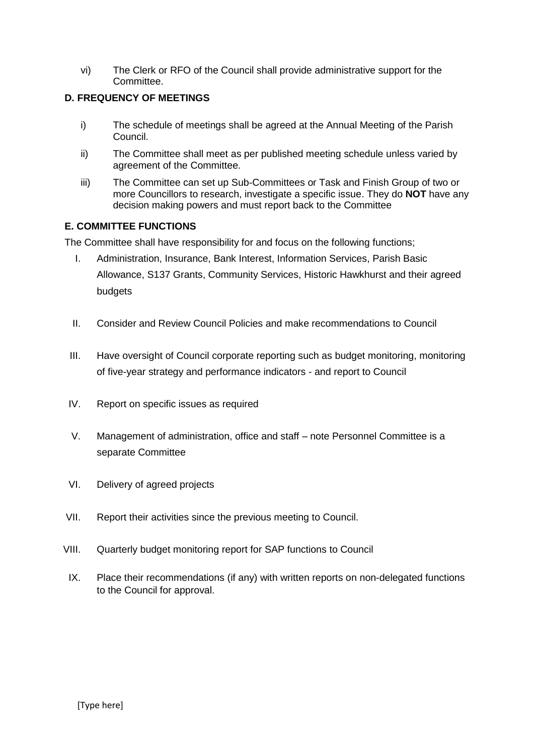vi) The Clerk or RFO of the Council shall provide administrative support for the Committee.

**D. FREQUENCY OF MEETINGS**

i) The schedule of meetings shall be agreed at the Annual Meeting of the Parish Council.

ii) The Committee shall meet as per published meeting schedule unless varied by agreement of the Committee.

iii) The Committee can set up Sub-Committees or Task and Finish Group of two or more Councillors to research, investigate a specific issue. They do **NOT** have any decision making powers and must report back to the Committee

**E. COMMITTEE FUNCTIONS**

The Committee shall have responsibility for and focus on the following functions;

I. Administration, Insurance, Bank Interest, Information Services, Parish Basic Allowance, S137 Grants, Community Services, Historic Hawkhurst and their agreed budgets

II. Consider and Review Council Policies and make recommendations to Council

III. Have oversight of Council corporate reporting such as budget monitoring, monitoring of five-year strategy and performance indicators - and report to Council

IV. Report on specific issues as required

V. Management of administration, office and staff – note Personnel Committee is a separate Committee

VI. Delivery of agreed projects

VII. Report their activities since the previous meeting to Council.

VIII. Quarterly budget monitoring report for SAP functions to Council

IX. Place their recommendations (if any) with written reports on non-delegated functions to the Council for approval.